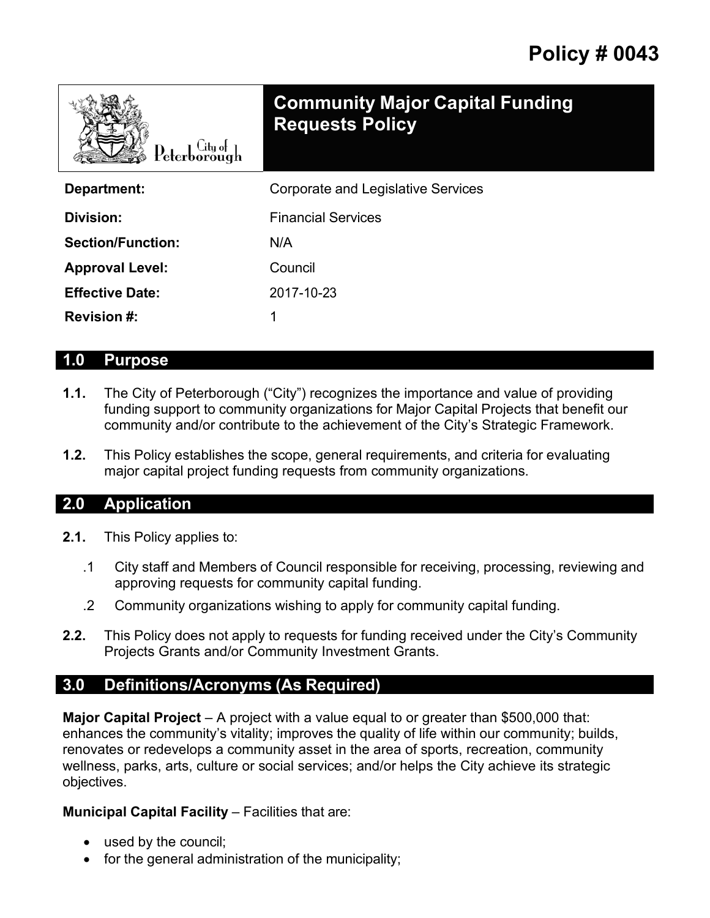# Policy # 0043

## Community Major Capital Funding Requests Policy

| | |
|---|---|
| **Department:** | Corporate and Legislative Services |
| **Division:** | Financial Services |
| **Section/Function:** | N/A |
| **Approval Level:** | Council |
| **Effective Date:** | 2017-10-23 |
| **Revision #:** | 1 |

## 1.0 Purpose

**1.1.** The City of Peterborough ("City") recognizes the importance and value of providing funding support to community organizations for Major Capital Projects that benefit our community and/or contribute to the achievement of the City's Strategic Framework.

**1.2.** This Policy establishes the scope, general requirements, and criteria for evaluating major capital project funding requests from community organizations.

## 2.0 Application

**2.1.** This Policy applies to:

.1 City staff and Members of Council responsible for receiving, processing, reviewing and approving requests for community capital funding.

.2 Community organizations wishing to apply for community capital funding.

**2.2.** This Policy does not apply to requests for funding received under the City's Community Projects Grants and/or Community Investment Grants.

## 3.0 Definitions/Acronyms (As Required)

**Major Capital Project** – A project with a value equal to or greater than $500,000 that: enhances the community's vitality; improves the quality of life within our community; builds, renovates or redevelops a community asset in the area of sports, recreation, community wellness, parks, arts, culture or social services; and/or helps the City achieve its strategic objectives.

**Municipal Capital Facility** – Facilities that are:

- used by the council;
- for the general administration of the municipality;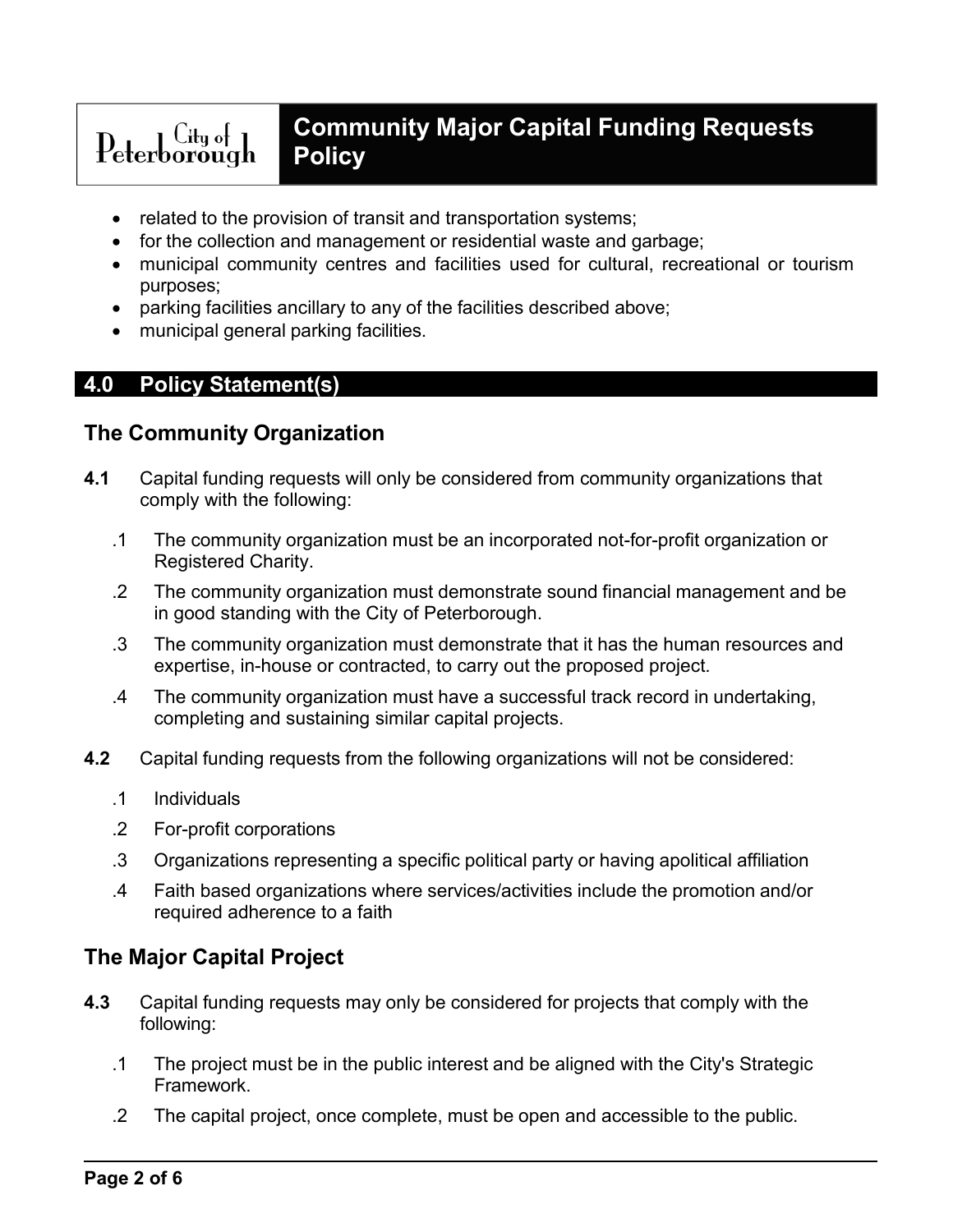- related to the provision of transit and transportation systems;
- for the collection and management or residential waste and garbage;
- municipal community centres and facilities used for cultural, recreational or tourism purposes;
- parking facilities ancillary to any of the facilities described above;
- municipal general parking facilities.

## 4.0 Policy Statement(s)

### The Community Organization

**4.1** Capital funding requests will only be considered from community organizations that comply with the following:

.1 The community organization must be an incorporated not-for-profit organization or Registered Charity.

.2 The community organization must demonstrate sound financial management and be in good standing with the City of Peterborough.

.3 The community organization must demonstrate that it has the human resources and expertise, in-house or contracted, to carry out the proposed project.

.4 The community organization must have a successful track record in undertaking, completing and sustaining similar capital projects.

**4.2** Capital funding requests from the following organizations will not be considered:

.1 Individuals

.2 For-profit corporations

.3 Organizations representing a specific political party or having apolitical affiliation

.4 Faith based organizations where services/activities include the promotion and/or required adherence to a faith

### The Major Capital Project

**4.3** Capital funding requests may only be considered for projects that comply with the following:

.1 The project must be in the public interest and be aligned with the City's Strategic Framework.

.2 The capital project, once complete, must be open and accessible to the public.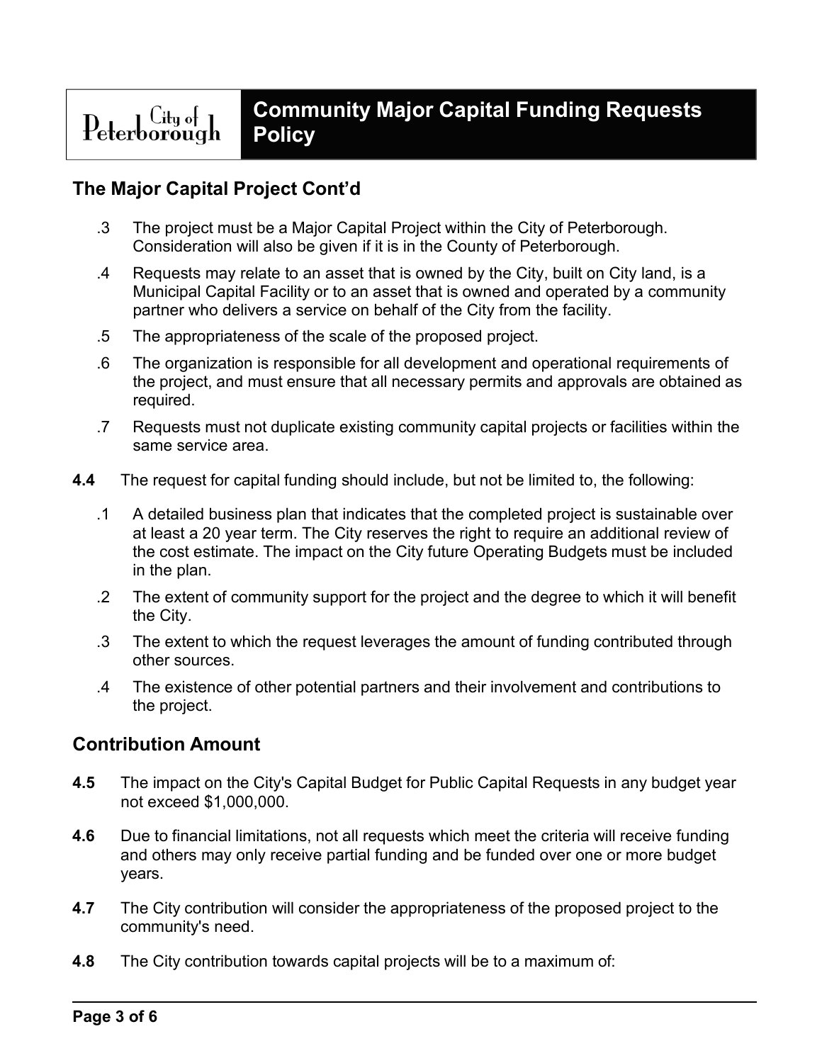## The Major Capital Project Cont'd

.3 The project must be a Major Capital Project within the City of Peterborough. Consideration will also be given if it is in the County of Peterborough.

.4 Requests may relate to an asset that is owned by the City, built on City land, is a Municipal Capital Facility or to an asset that is owned and operated by a community partner who delivers a service on behalf of the City from the facility.

.5 The appropriateness of the scale of the proposed project.

.6 The organization is responsible for all development and operational requirements of the project, and must ensure that all necessary permits and approvals are obtained as required.

.7 Requests must not duplicate existing community capital projects or facilities within the same service area.

**4.4** The request for capital funding should include, but not be limited to, the following:

.1 A detailed business plan that indicates that the completed project is sustainable over at least a 20 year term. The City reserves the right to require an additional review of the cost estimate. The impact on the City future Operating Budgets must be included in the plan.

.2 The extent of community support for the project and the degree to which it will benefit the City.

.3 The extent to which the request leverages the amount of funding contributed through other sources.

.4 The existence of other potential partners and their involvement and contributions to the project.

## Contribution Amount

**4.5** The impact on the City's Capital Budget for Public Capital Requests in any budget year not exceed $1,000,000.

**4.6** Due to financial limitations, not all requests which meet the criteria will receive funding and others may only receive partial funding and be funded over one or more budget years.

**4.7** The City contribution will consider the appropriateness of the proposed project to the community's need.

**4.8** The City contribution towards capital projects will be to a maximum of: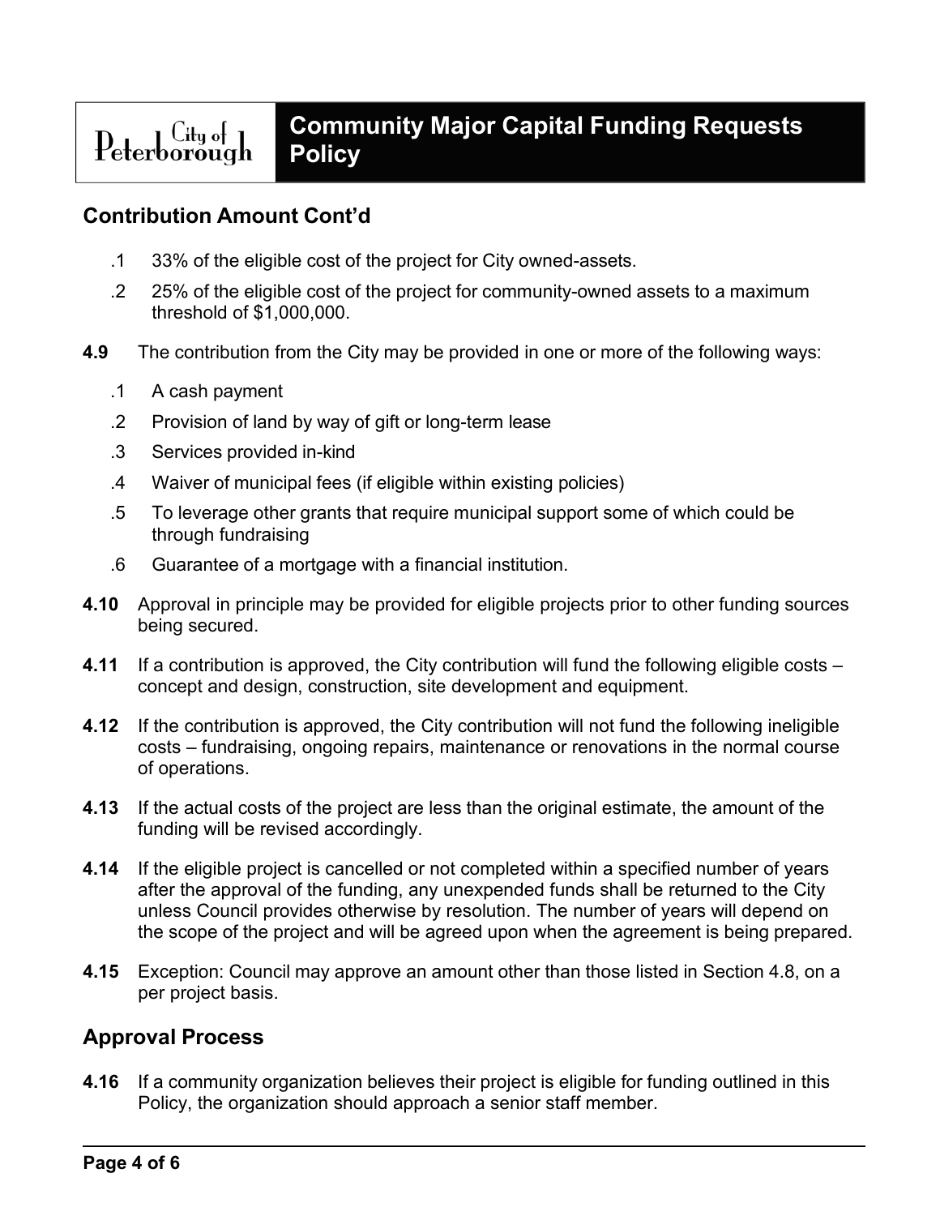## Contribution Amount Cont'd

.1 33% of the eligible cost of the project for City owned-assets.

.2 25% of the eligible cost of the project for community-owned assets to a maximum threshold of $1,000,000.

**4.9** The contribution from the City may be provided in one or more of the following ways:

.1 A cash payment

.2 Provision of land by way of gift or long-term lease

.3 Services provided in-kind

.4 Waiver of municipal fees (if eligible within existing policies)

.5 To leverage other grants that require municipal support some of which could be through fundraising

.6 Guarantee of a mortgage with a financial institution.

**4.10** Approval in principle may be provided for eligible projects prior to other funding sources being secured.

**4.11** If a contribution is approved, the City contribution will fund the following eligible costs – concept and design, construction, site development and equipment.

**4.12** If the contribution is approved, the City contribution will not fund the following ineligible costs – fundraising, ongoing repairs, maintenance or renovations in the normal course of operations.

**4.13** If the actual costs of the project are less than the original estimate, the amount of the funding will be revised accordingly.

**4.14** If the eligible project is cancelled or not completed within a specified number of years after the approval of the funding, any unexpended funds shall be returned to the City unless Council provides otherwise by resolution. The number of years will depend on the scope of the project and will be agreed upon when the agreement is being prepared.

**4.15** Exception: Council may approve an amount other than those listed in Section 4.8, on a per project basis.

## Approval Process

**4.16** If a community organization believes their project is eligible for funding outlined in this Policy, the organization should approach a senior staff member.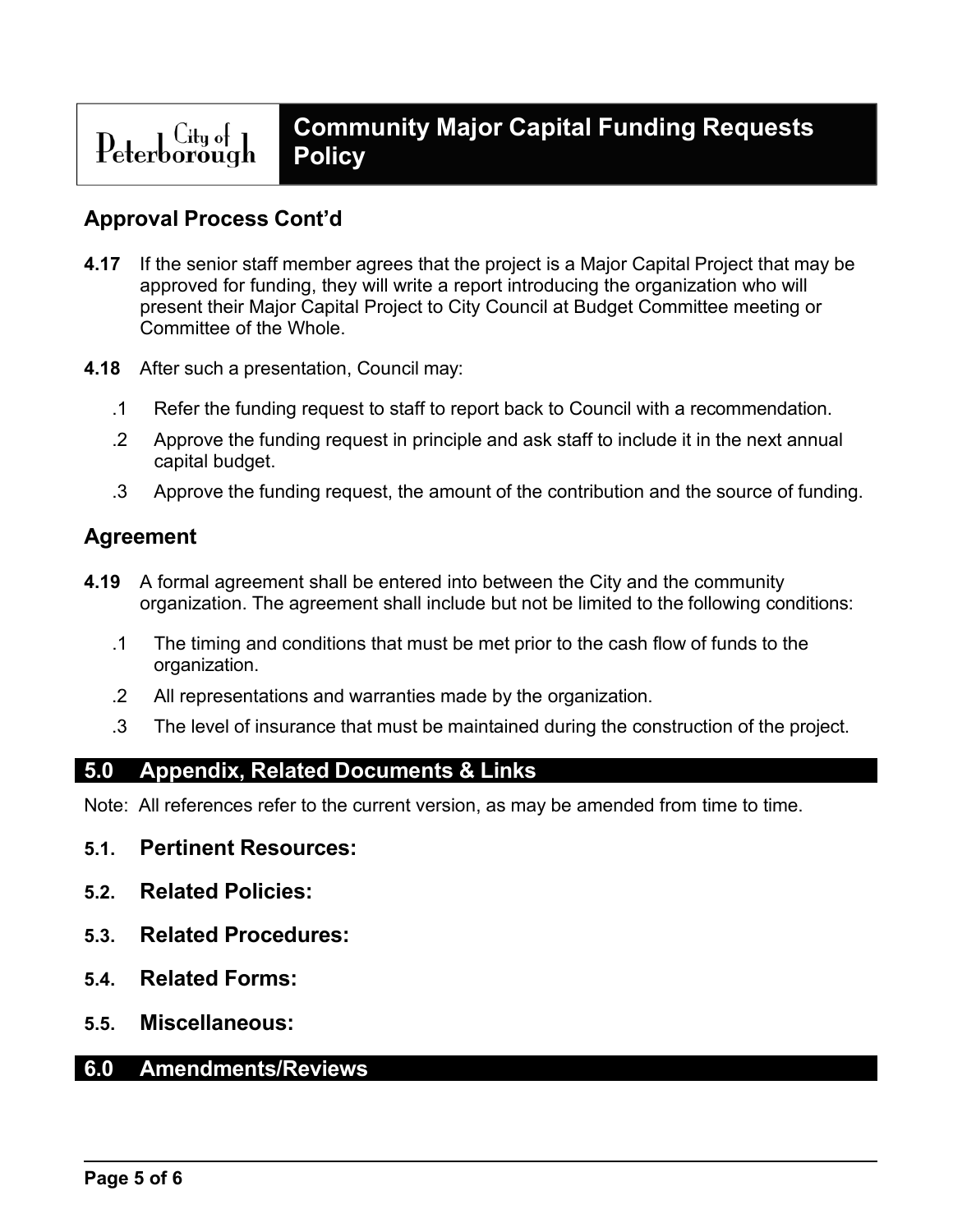## Approval Process Cont'd

**4.17** If the senior staff member agrees that the project is a Major Capital Project that may be approved for funding, they will write a report introducing the organization who will present their Major Capital Project to City Council at Budget Committee meeting or Committee of the Whole.

**4.18** After such a presentation, Council may:

.1 Refer the funding request to staff to report back to Council with a recommendation.

.2 Approve the funding request in principle and ask staff to include it in the next annual capital budget.

.3 Approve the funding request, the amount of the contribution and the source of funding.

## Agreement

**4.19** A formal agreement shall be entered into between the City and the community organization. The agreement shall include but not be limited to the following conditions:

.1 The timing and conditions that must be met prior to the cash flow of funds to the organization.

.2 All representations and warranties made by the organization.

.3 The level of insurance that must be maintained during the construction of the project.

## 5.0 Appendix, Related Documents & Links

Note: All references refer to the current version, as may be amended from time to time.

### 5.1. Pertinent Resources:

### 5.2. Related Policies:

### 5.3. Related Procedures:

### 5.4. Related Forms:

### 5.5. Miscellaneous:

## 6.0 Amendments/Reviews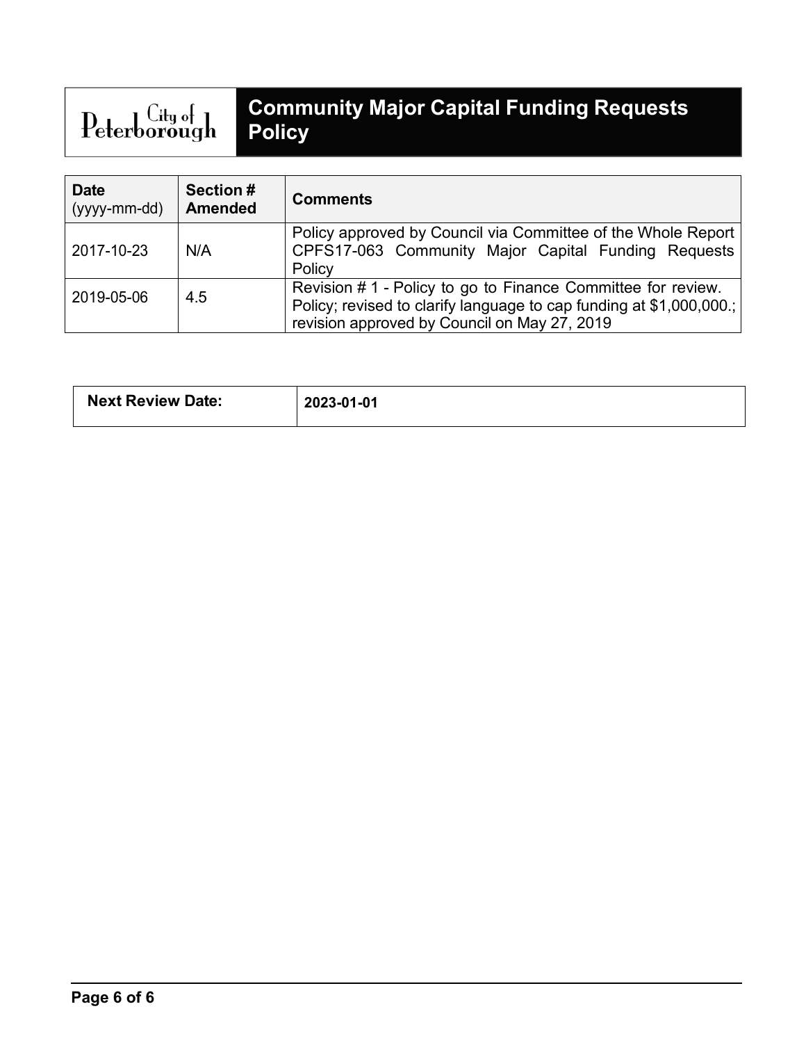| Date (yyyy-mm-dd) | Section # Amended | Comments |
|---|---|---|
| 2017-10-23 | N/A | Policy approved by Council via Committee of the Whole Report CPFS17-063 Community Major Capital Funding Requests Policy |
| 2019-05-06 | 4.5 | Revision # 1 - Policy to go to Finance Committee for review. Policy; revised to clarify language to cap funding at $1,000,000.; revision approved by Council on May 27, 2019 |

| | |
|---|---|
| **Next Review Date:** | **2023-01-01** |